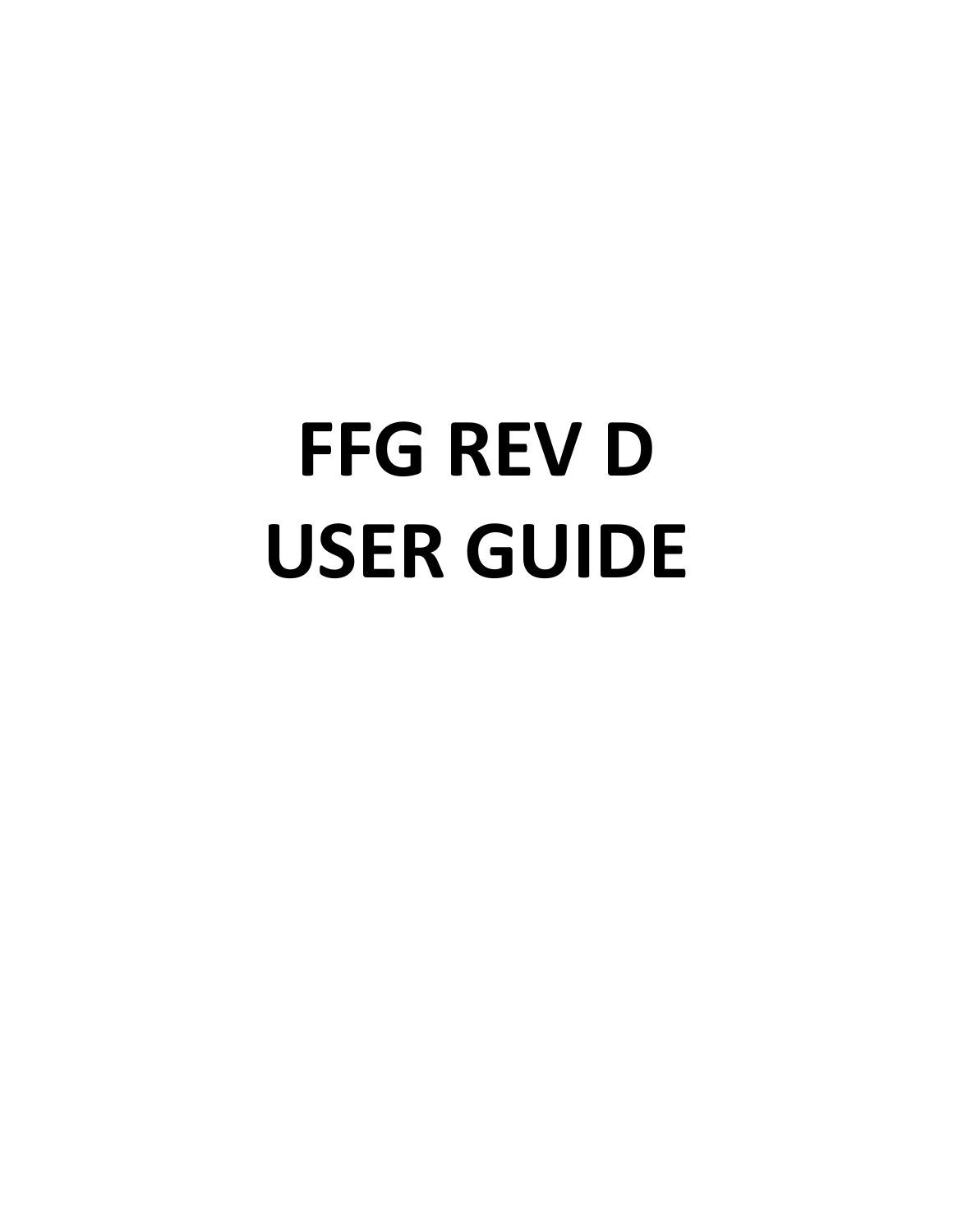# FFG REV D
# USER GUIDE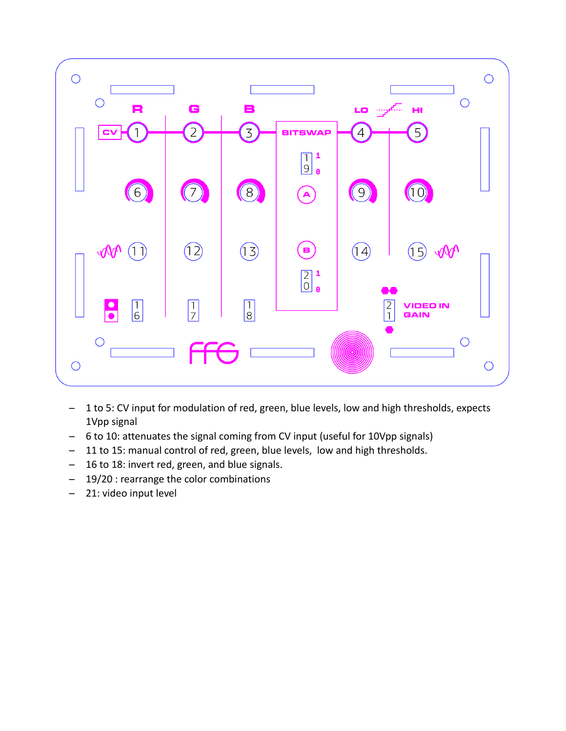- 1 to 5: CV input for modulation of red, green, blue levels, low and high thresholds, expects 1Vpp signal
- 6 to 10: attenuates the signal coming from CV input (useful for 10Vpp signals)
- 11 to 15: manual control of red, green, blue levels, low and high thresholds.
- 16 to 18: invert red, green, and blue signals.
- 19/20 : rearrange the color combinations
- 21: video input level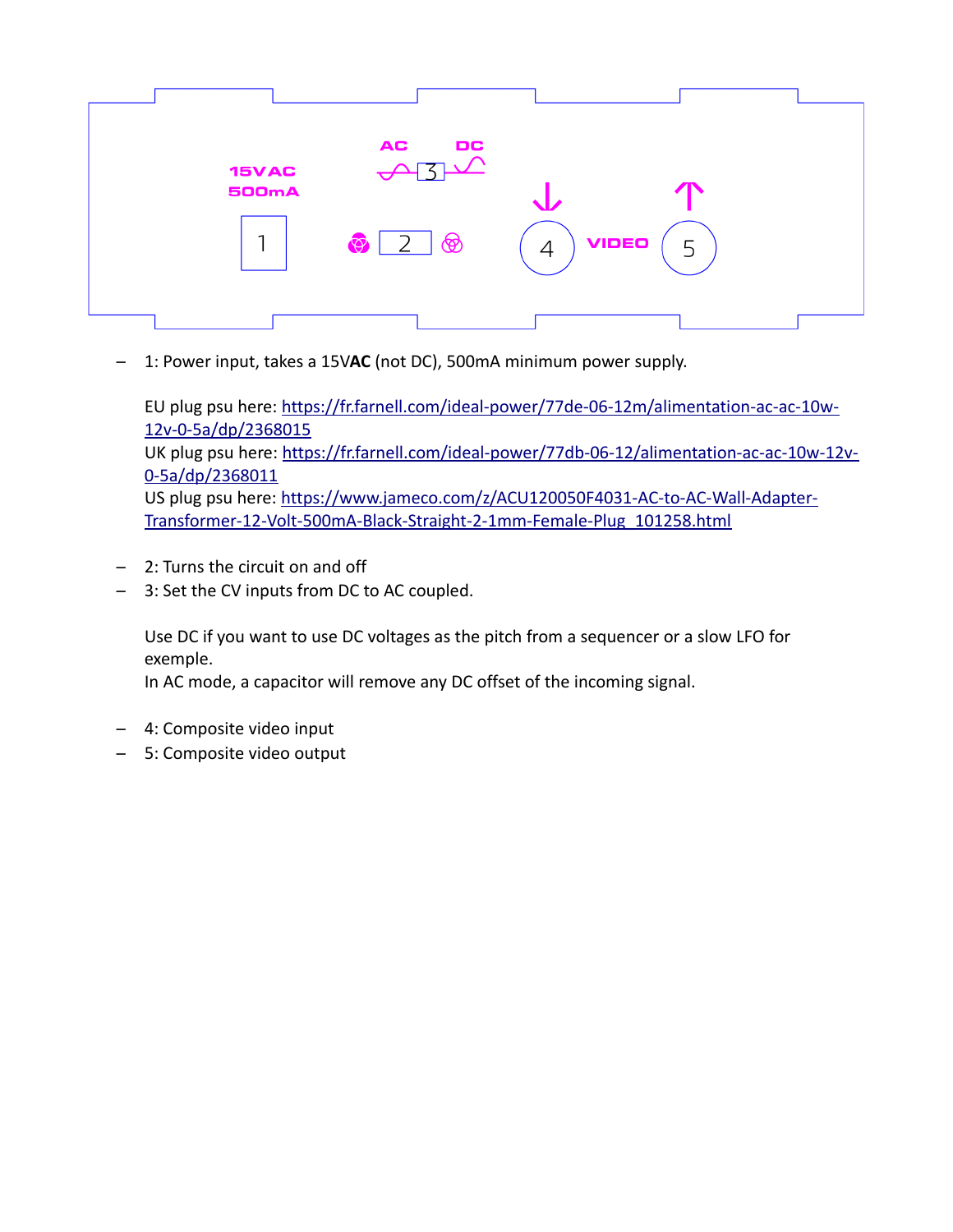15VAC
500mA

AC DC

VIDEO

- 1: Power input, takes a 15V**AC** (not DC), 500mA minimum power supply.

  EU plug psu here: https://fr.farnell.com/ideal-power/77de-06-12m/alimentation-ac-ac-10w-12v-0-5a/dp/2368015
  UK plug psu here: https://fr.farnell.com/ideal-power/77db-06-12/alimentation-ac-ac-10w-12v-0-5a/dp/2368011
  US plug psu here: https://www.jameco.com/z/ACU120050F4031-AC-to-AC-Wall-Adapter-Transformer-12-Volt-500mA-Black-Straight-2-1mm-Female-Plug_101258.html

- 2: Turns the circuit on and off
- 3: Set the CV inputs from DC to AC coupled.

  Use DC if you want to use DC voltages as the pitch from a sequencer or a slow LFO for exemple.
  In AC mode, a capacitor will remove any DC offset of the incoming signal.

- 4: Composite video input
- 5: Composite video output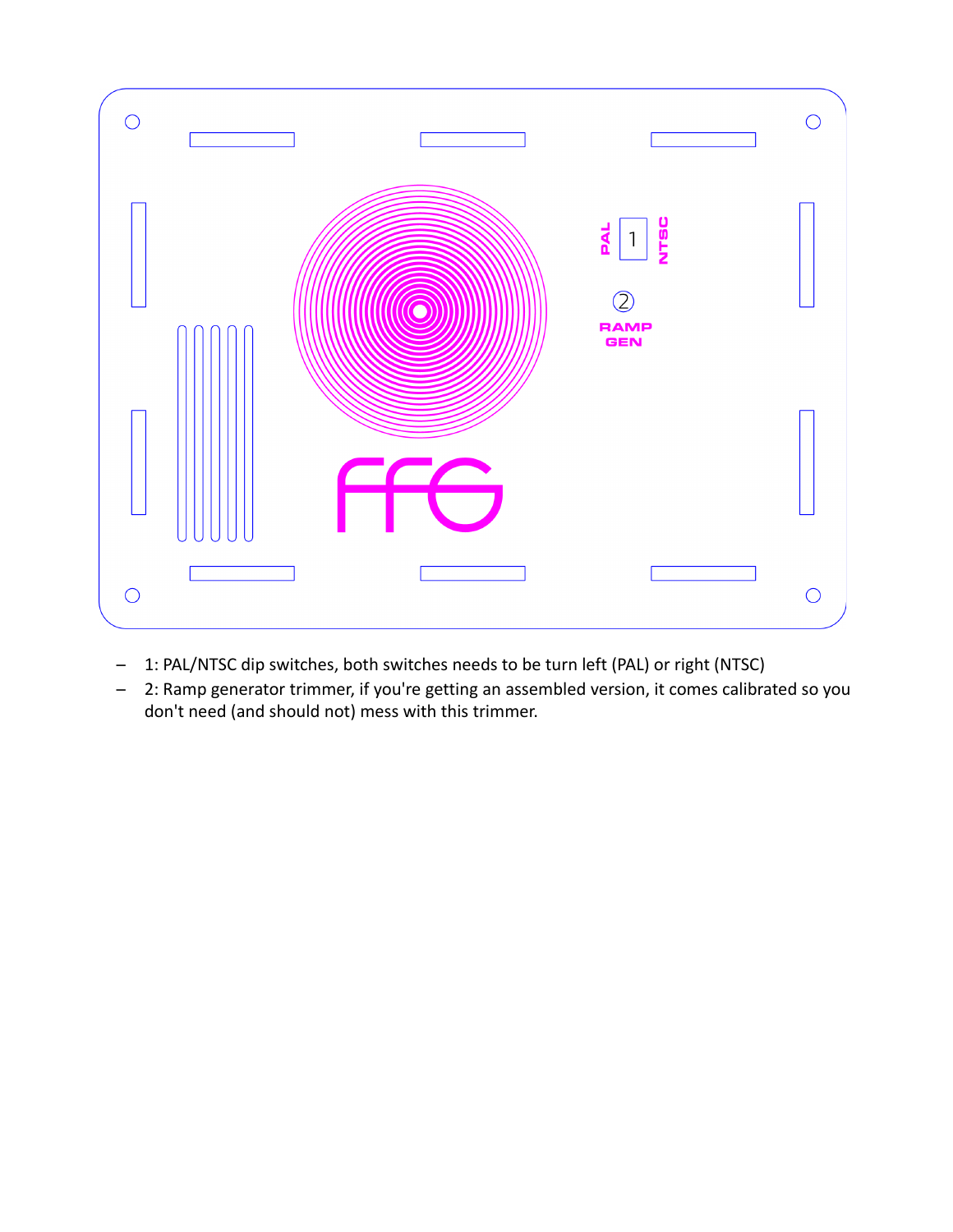- 1: PAL/NTSC dip switches, both switches needs to be turn left (PAL) or right (NTSC)
- 2: Ramp generator trimmer, if you're getting an assembled version, it comes calibrated so you don't need (and should not) mess with this trimmer.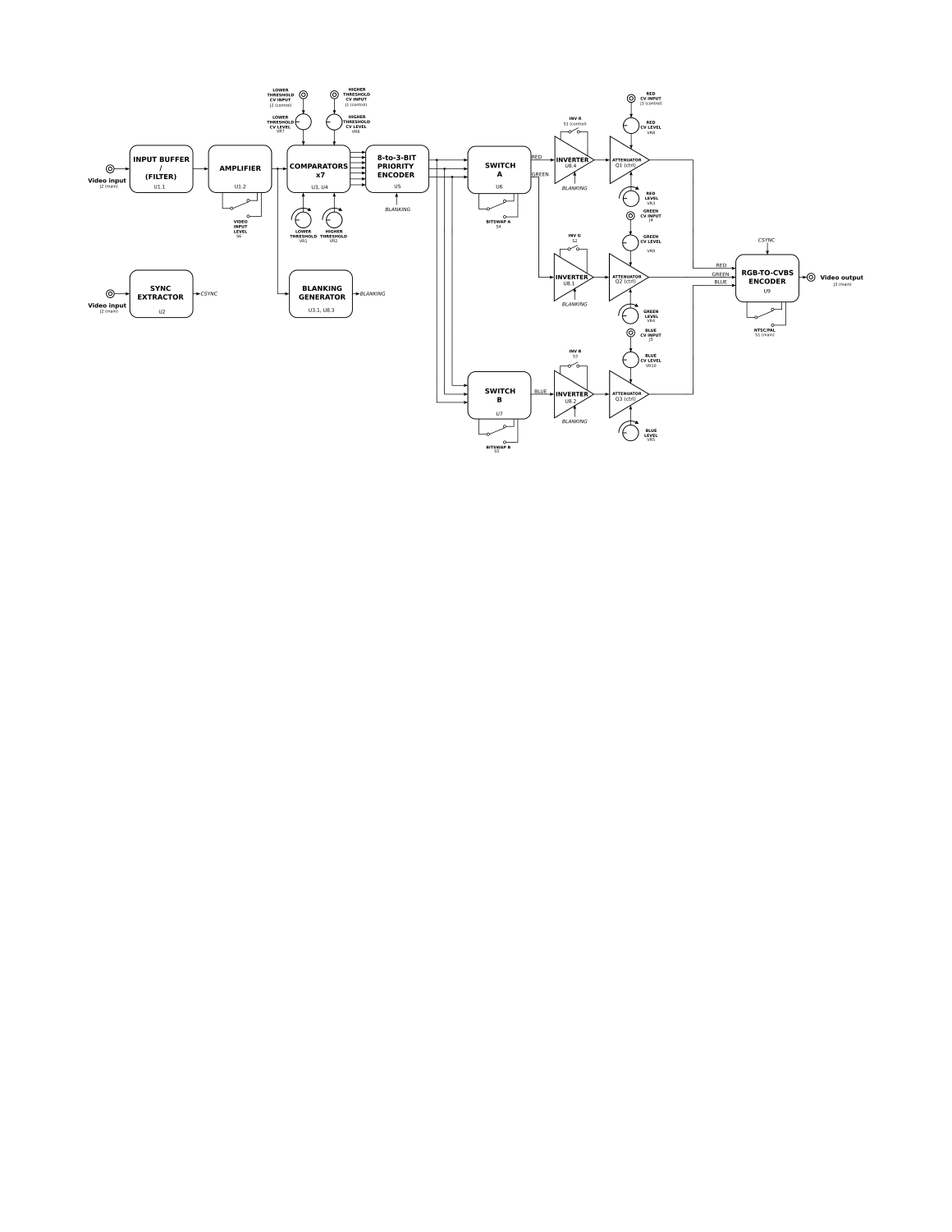Video input
J2 (main)

INPUT BUFFER / (FILTER)
U1.1

AMPLIFIER
U1.2

VIDEO INPUT LEVEL
S6

LOWER THRESHOLD CV INPUT
J2 (control)

LOWER THRESHOLD CV LEVEL
VR7

HIGHER THRESHOLD CV INPUT
J1 (control)

HIGHER THRESHOLD CV LEVEL
VR6

COMPARATORS x7
U3, U4

LOWER THRESHOLD
VR1

HIGHER THRESHOLD
VR2

8-to-3-BIT PRIORITY ENCODER
U5

BLANKING

SWITCH A
U6

BITSWAP A
S4

RED

GREEN

SWITCH B
U7

BITSWAP B
S5

BLUE

INV R
S1 (control)

INVERTER
U8.4

BLANKING

INV G
S2

INVERTER
U8.1

BLANKING

INV B
S3

INVERTER
U8.2

BLANKING

RED CV INPUT
J3 (control)

RED CV LEVEL
VR8

ATTENUATOR
Q1 (ctrl)

RED LEVEL
VR3

GREEN CV INPUT
J4

GREEN CV LEVEL
VR9

ATTENUATOR
Q2 (ctrl)

GREEN LEVEL
VR4

BLUE CV INPUT
J5

BLUE CV LEVEL
VR10

ATTENUATOR
Q3 (ctrl)

BLUE LEVEL
VR5

CSYNC

RED

GREEN

BLUE

RGB-TO-CVBS ENCODER
U9

NTSC/PAL
S1 (main)

Video output
J1 (main)

Video input
J2 (main)

SYNC EXTRACTOR
U2

CSYNC

BLANKING GENERATOR
U3.1, U8.3

BLANKING